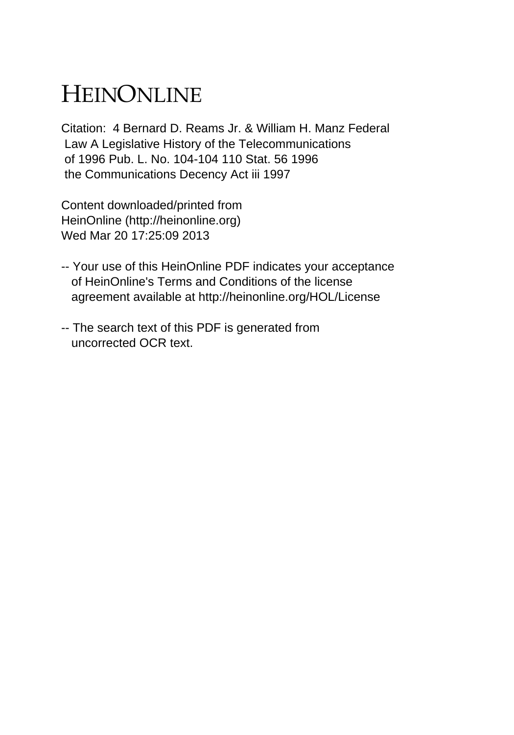# HEINONLINE

Citation: 4 Bernard D. Reams Jr. & William H. Manz Federal
Law A Legislative History of the Telecommunications
of 1996 Pub. L. No. 104-104 110 Stat. 56 1996
the Communications Decency Act iii 1997

Content downloaded/printed from
HeinOnline (http://heinonline.org)
Wed Mar 20 17:25:09 2013

-- Your use of this HeinOnline PDF indicates your acceptance
of HeinOnline's Terms and Conditions of the license
agreement available at http://heinonline.org/HOL/License

-- The search text of this PDF is generated from
uncorrected OCR text.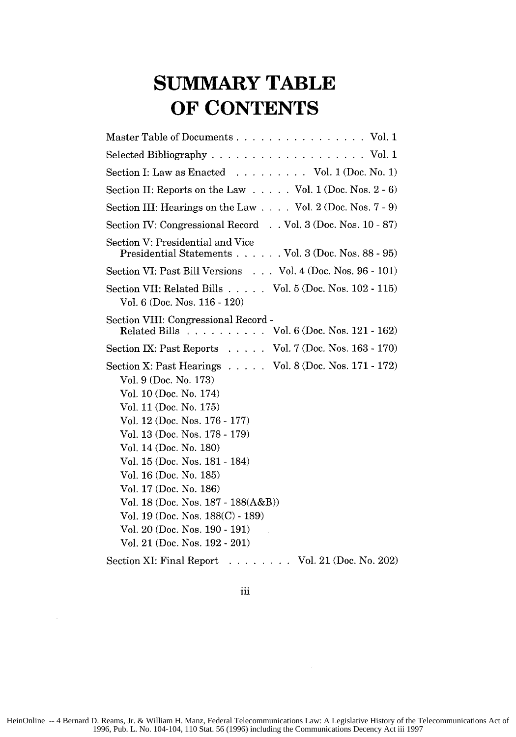# SUMMARY TABLE OF CONTENTS

Master Table of Documents . . . . . . . . . . . . . . . . Vol. 1

Selected Bibliography . . . . . . . . . . . . . . . . . . . Vol. 1

Section I: Law as Enacted . . . . . . . . . Vol. 1 (Doc. No. 1)

Section II: Reports on the Law . . . . . Vol. 1 (Doc. Nos. 2 - 6)

Section III: Hearings on the Law . . . . Vol. 2 (Doc. Nos. 7 - 9)

Section IV: Congressional Record . . Vol. 3 (Doc. Nos. 10 - 87)

Section V: Presidential and Vice Presidential Statements . . . . . . Vol. 3 (Doc. Nos. 88 - 95)

Section VI: Past Bill Versions . . . Vol. 4 (Doc. Nos. 96 - 101)

Section VII: Related Bills . . . . . Vol. 5 (Doc. Nos. 102 - 115)
Vol. 6 (Doc. Nos. 116 - 120)

Section VIII: Congressional Record - Related Bills . . . . . . . . . . Vol. 6 (Doc. Nos. 121 - 162)

Section IX: Past Reports . . . . . Vol. 7 (Doc. Nos. 163 - 170)

Section X: Past Hearings . . . . . Vol. 8 (Doc. Nos. 171 - 172)
Vol. 9 (Doc. No. 173)
Vol. 10 (Doc. No. 174)
Vol. 11 (Doc. No. 175)
Vol. 12 (Doc. Nos. 176 - 177)
Vol. 13 (Doc. Nos. 178 - 179)
Vol. 14 (Doc. No. 180)
Vol. 15 (Doc. Nos. 181 - 184)
Vol. 16 (Doc. No. 185)
Vol. 17 (Doc. No. 186)
Vol. 18 (Doc. Nos. 187 - 188(A&B))
Vol. 19 (Doc. Nos. 188(C) - 189)
Vol. 20 (Doc. Nos. 190 - 191)
Vol. 21 (Doc. Nos. 192 - 201)

Section XI: Final Report . . . . . . . . Vol. 21 (Doc. No. 202)